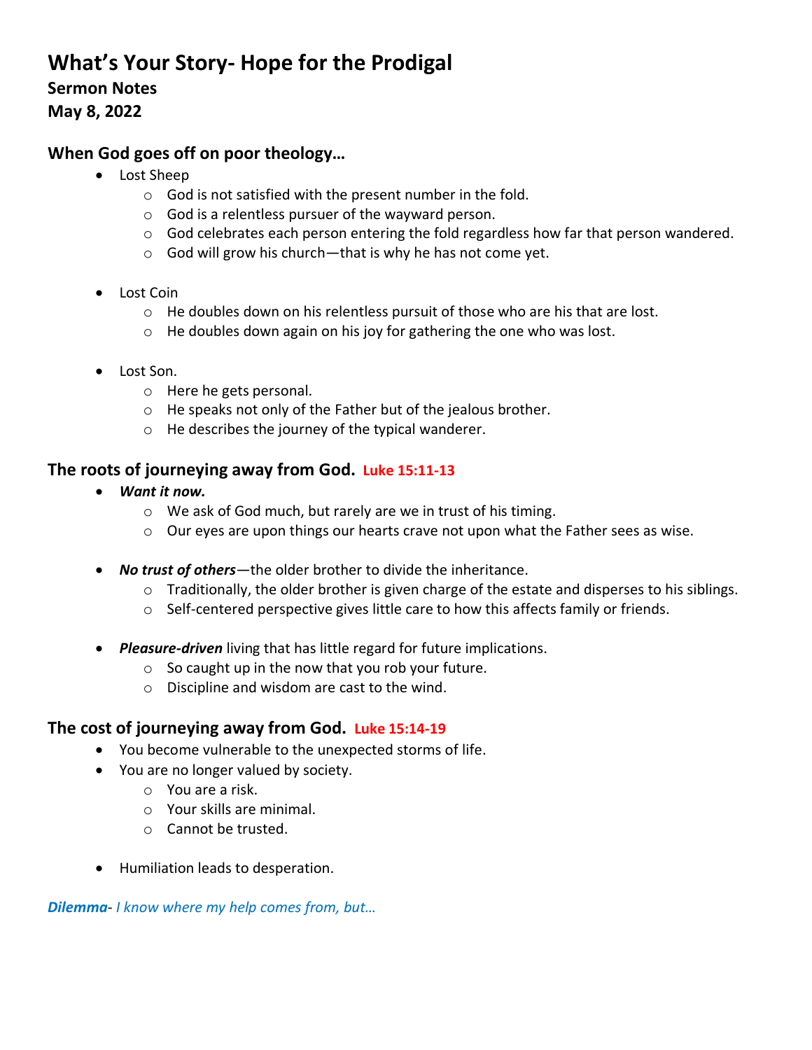# What's Your Story- Hope for the Prodigal

**Sermon Notes**

**May 8, 2022**

## When God goes off on poor theology…

- Lost Sheep
  - God is not satisfied with the present number in the fold.
  - God is a relentless pursuer of the wayward person.
  - God celebrates each person entering the fold regardless how far that person wandered.
  - God will grow his church—that is why he has not come yet.
- Lost Coin
  - He doubles down on his relentless pursuit of those who are his that are lost.
  - He doubles down again on his joy for gathering the one who was lost.
- Lost Son.
  - Here he gets personal.
  - He speaks not only of the Father but of the jealous brother.
  - He describes the journey of the typical wanderer.

## The roots of journeying away from God. Luke 15:11-13

- ***Want it now.***
  - We ask of God much, but rarely are we in trust of his timing.
  - Our eyes are upon things our hearts crave not upon what the Father sees as wise.
- ***No trust of others***—the older brother to divide the inheritance.
  - Traditionally, the older brother is given charge of the estate and disperses to his siblings.
  - Self-centered perspective gives little care to how this affects family or friends.
- ***Pleasure-driven*** living that has little regard for future implications.
  - So caught up in the now that you rob your future.
  - Discipline and wisdom are cast to the wind.

## The cost of journeying away from God. Luke 15:14-19

- You become vulnerable to the unexpected storms of life.
- You are no longer valued by society.
  - You are a risk.
  - Your skills are minimal.
  - Cannot be trusted.
- Humiliation leads to desperation.

***Dilemma****- I know where my help comes from, but…*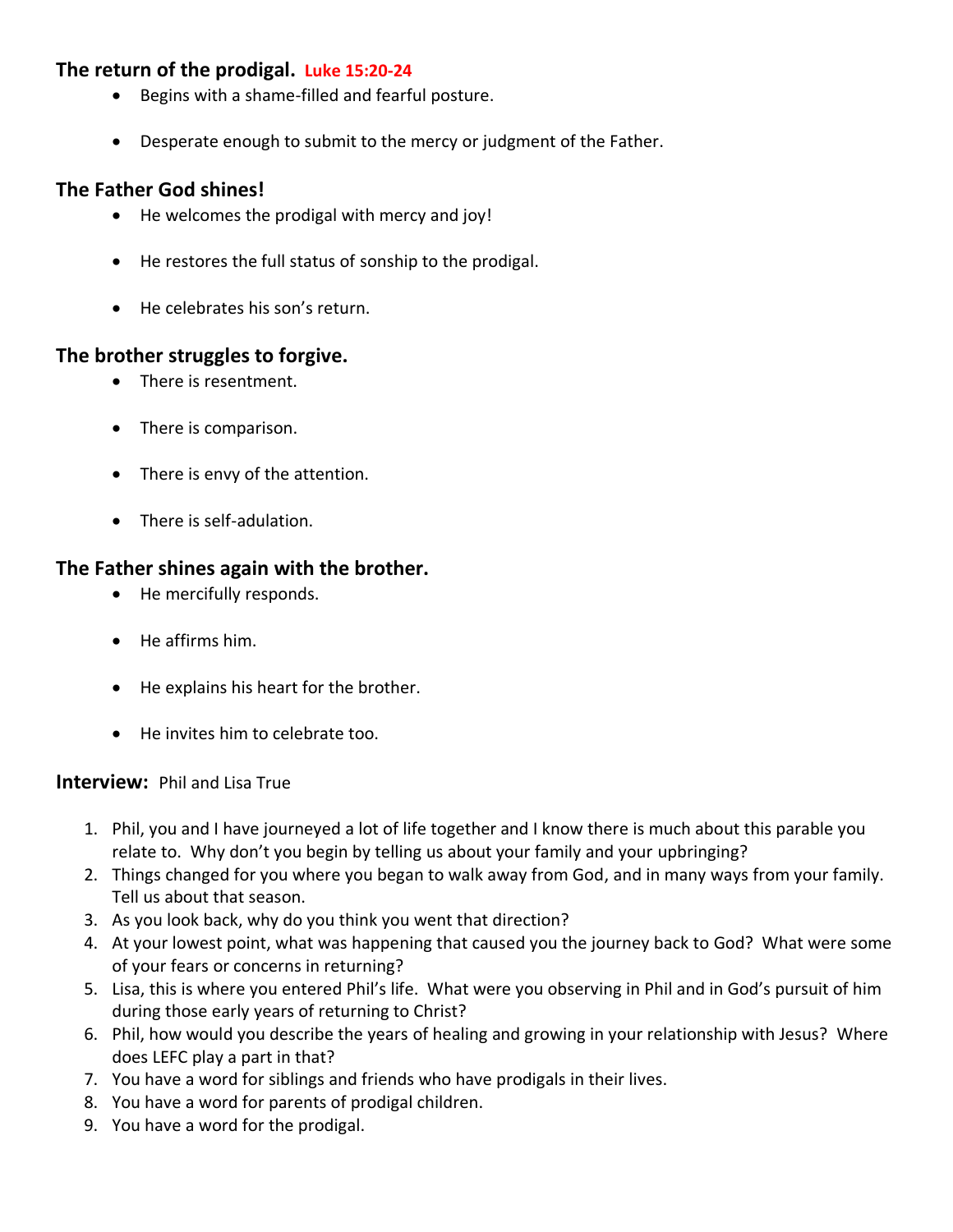### **The return of the prodigal.** Luke 15:20-24

- Begins with a shame-filled and fearful posture.
- Desperate enough to submit to the mercy or judgment of the Father.

### **The Father God shines!**

- He welcomes the prodigal with mercy and joy!
- He restores the full status of sonship to the prodigal.
- He celebrates his son's return.

### **The brother struggles to forgive.**

- There is resentment.
- There is comparison.
- There is envy of the attention.
- There is self-adulation.

### **The Father shines again with the brother.**

- He mercifully responds.
- He affirms him.
- He explains his heart for the brother.
- He invites him to celebrate too.

**Interview:** Phil and Lisa True

1. Phil, you and I have journeyed a lot of life together and I know there is much about this parable you relate to. Why don't you begin by telling us about your family and your upbringing?
2. Things changed for you where you began to walk away from God, and in many ways from your family. Tell us about that season.
3. As you look back, why do you think you went that direction?
4. At your lowest point, what was happening that caused you the journey back to God? What were some of your fears or concerns in returning?
5. Lisa, this is where you entered Phil's life. What were you observing in Phil and in God's pursuit of him during those early years of returning to Christ?
6. Phil, how would you describe the years of healing and growing in your relationship with Jesus? Where does LEFC play a part in that?
7. You have a word for siblings and friends who have prodigals in their lives.
8. You have a word for parents of prodigal children.
9. You have a word for the prodigal.